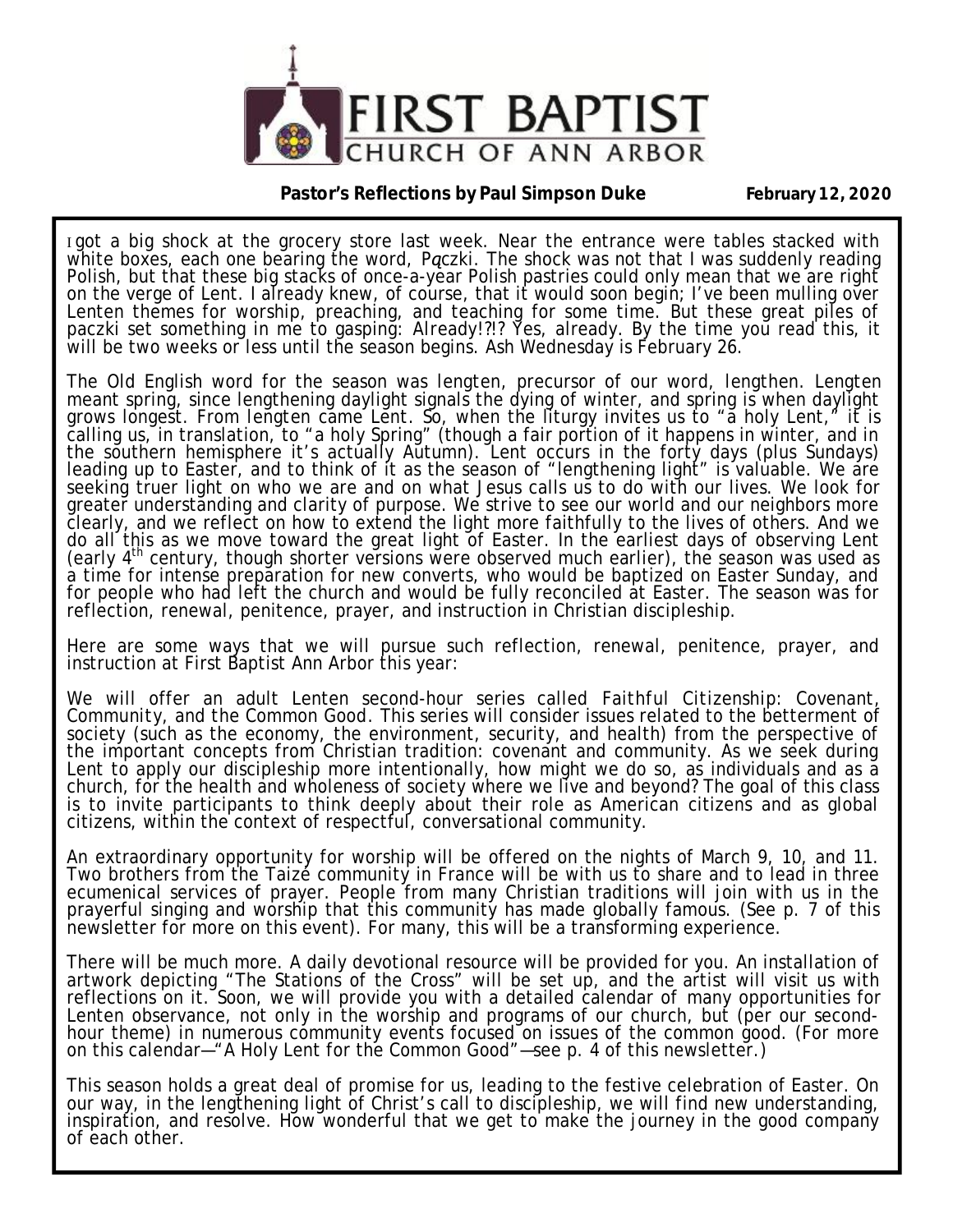# FIRST BAPTIST CHURCH OF ANN ARBOR

**Pastor's Reflections by Paul Simpson Duke** **February 12, 2020**

I got a big shock at the grocery store last week. Near the entrance were tables stacked with white boxes, each one bearing the word, *Pączki*. The shock was not that I was suddenly reading Polish, but that these big stacks of once-a-year Polish pastries could only mean that we are right on the verge of Lent. I already knew, of course, that it would soon begin; I've been mulling over Lenten themes for worship, preaching, and teaching for some time. But these great piles of paczki set something in me to gasping: Already!?!? Yes, already. By the time you read this, it will be two weeks or less until the season begins. Ash Wednesday is February 26.

The Old English word for the season was lengten, precursor of our word, lengthen. Lengten meant spring, since lengthening daylight signals the dying of winter, and spring is when daylight grows longest. From lengten came Lent. So, when the liturgy invites us to "a holy Lent," it is calling us, in translation, to "a holy Spring" (though a fair portion of it happens in winter, and in the southern hemisphere it's actually Autumn). Lent occurs in the forty days (plus Sundays) leading up to Easter, and to think of it as the season of "lengthening light" is valuable. We are seeking truer light on who we are and on what Jesus calls us to do with our lives. We look for greater understanding and clarity of purpose. We strive to see our world and our neighbors more clearly, and we reflect on how to extend the light more faithfully to the lives of others. And we do all this as we move toward the great light of Easter. In the earliest days of observing Lent (early 4th century, though shorter versions were observed much earlier), the season was used as a time for intense preparation for new converts, who would be baptized on Easter Sunday, and for people who had left the church and would be fully reconciled at Easter. The season was for reflection, renewal, penitence, prayer, and instruction in Christian discipleship.

Here are some ways that we will pursue such reflection, renewal, penitence, prayer, and instruction at First Baptist Ann Arbor this year:

We will offer an adult Lenten second-hour series called *Faithful Citizenship: Covenant, Community, and the Common Good*. This series will consider issues related to the betterment of society (such as the economy, the environment, security, and health) from the perspective of the important concepts from Christian tradition: covenant and community. As we seek during Lent to apply our discipleship more intentionally, how might we do so, as individuals and as a church, for the health and wholeness of society where we live and beyond? The goal of this class is to invite participants to think deeply about their role as American citizens and as global citizens, within the context of respectful, conversational community.

An extraordinary opportunity for worship will be offered on the nights of March 9, 10, and 11. Two brothers from the Taizé community in France will be with us to share and to lead in three ecumenical services of prayer. People from many Christian traditions will join with us in the prayerful singing and worship that this community has made globally famous. (See p. 7 of this newsletter for more on this event). For many, this will be a transforming experience.

There will be much more. A daily devotional resource will be provided for you. An installation of artwork depicting "The Stations of the Cross" will be set up, and the artist will visit us with reflections on it. Soon, we will provide you with a detailed calendar of many opportunities for Lenten observance, not only in the worship and programs of our church, but (per our second-hour theme) in numerous community events focused on issues of the common good. (For more on this calendar—"A Holy Lent for the Common Good"—see p. 4 of this newsletter.)

This season holds a great deal of promise for us, leading to the festive celebration of Easter. On our way, in the lengthening light of Christ's call to discipleship, we will find new understanding, inspiration, and resolve. How wonderful that we get to make the journey in the good company of each other.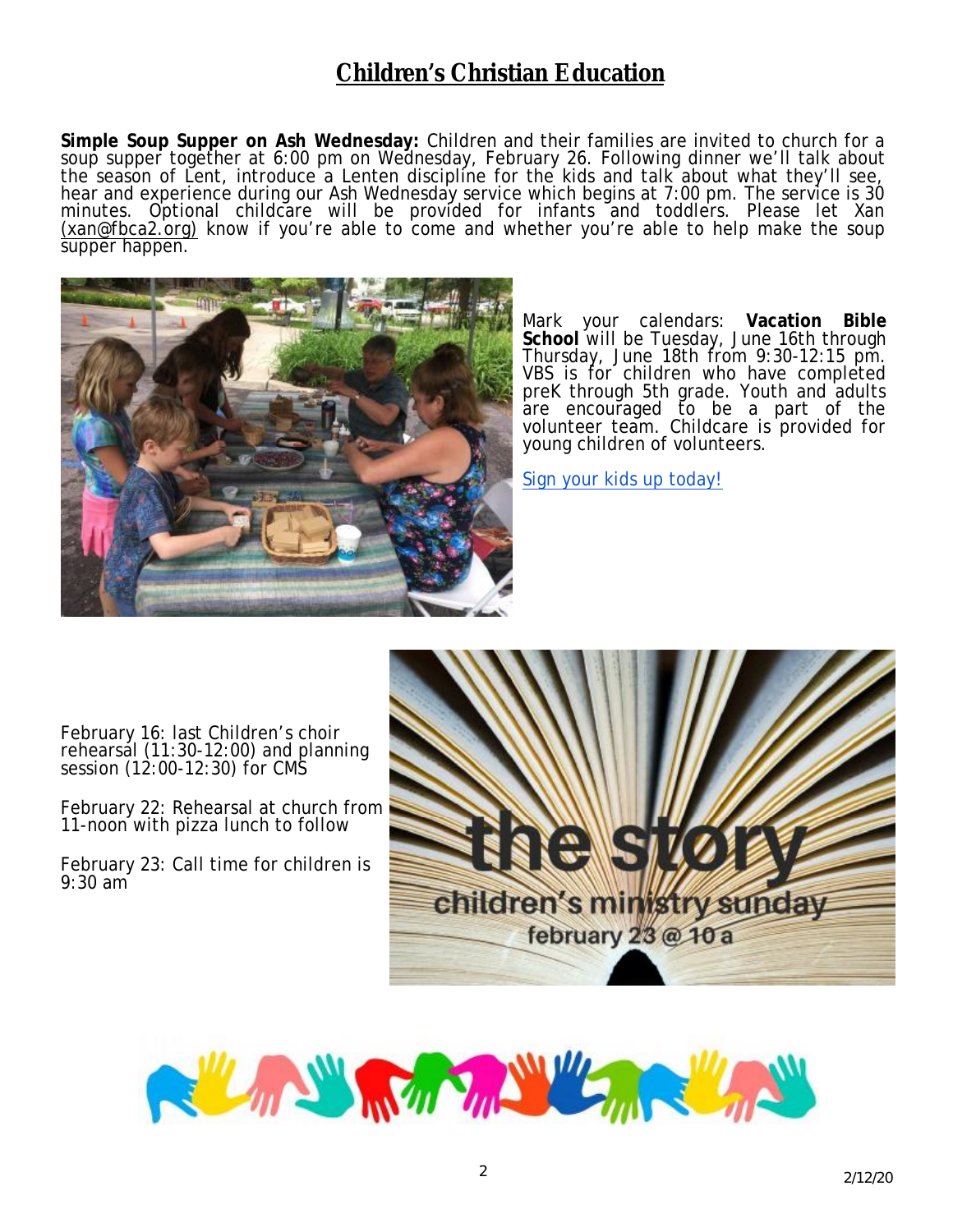# Children's Christian Education

**Simple Soup Supper on Ash Wednesday:** Children and their families are invited to church for a soup supper together at 6:00 pm on Wednesday, February 26. Following dinner we'll talk about the season of Lent, introduce a Lenten discipline for the kids and talk about what they'll see, hear and experience during our Ash Wednesday service which begins at 7:00 pm. The service is 30 minutes. Optional childcare will be provided for infants and toddlers. Please let Xan (xan@fbca2.org) know if you're able to come and whether you're able to help make the soup supper happen.

Mark your calendars: **Vacation Bible School** will be Tuesday, June 16th through Thursday, June 18th from 9:30-12:15 pm. VBS is for children who have completed preK through 5th grade. Youth and adults are encouraged to be a part of the volunteer team. Childcare is provided for young children of volunteers.

Sign your kids up today!

February 16: last Children's choir rehearsal (11:30-12:00) and planning session (12:00-12:30) for CMS

February 22: Rehearsal at church from 11-noon with pizza lunch to follow

February 23: Call time for children is 9:30 am

the story
children's ministry sunday
february 23 @ 10 a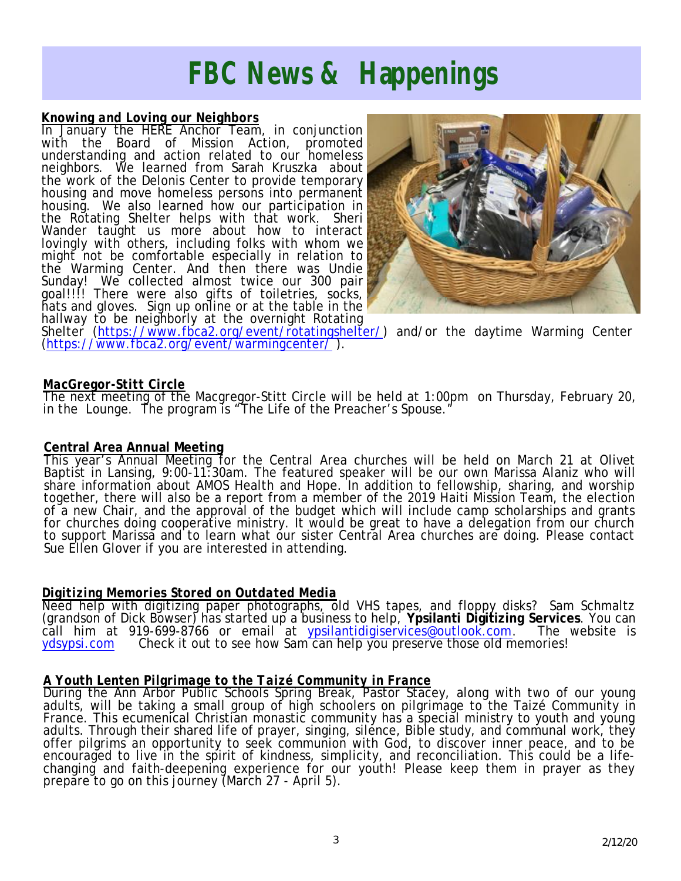# FBC News & Happenings

***Knowing and Loving our Neighbors***

In January the HERE Anchor Team, in conjunction with the Board of Mission Action, promoted understanding and action related to our homeless neighbors. We learned from Sarah Kruszka about the work of the Delonis Center to provide temporary housing and move homeless persons into permanent housing. We also learned how our participation in the Rotating Shelter helps with that work. Sheri Wander taught us more about how to interact lovingly with others, including folks with whom we might not be comfortable especially in relation to the Warming Center. And then there was Undie Sunday! We collected almost twice our 300 pair goal!!!! There were also gifts of toiletries, socks, hats and gloves. Sign up online or at the table in the hallway to be neighborly at the overnight Rotating Shelter (https://www.fbca2.org/event/rotatingshelter/) and/or the daytime Warming Center (https://www.fbca2.org/event/warmingcenter/ ).

***MacGregor-Stitt Circle***

The next meeting of the Macgregor-Stitt Circle will be held at 1:00pm on Thursday, February 20, in the Lounge. The program is "The Life of the Preacher's Spouse."

***Central Area Annual Meeting***

This year's Annual Meeting for the Central Area churches will be held on March 21 at Olivet Baptist in Lansing, 9:00-11:30am. The featured speaker will be our own Marissa Alaniz who will share information about AMOS Health and Hope. In addition to fellowship, sharing, and worship together, there will also be a report from a member of the 2019 Haiti Mission Team, the election of a new Chair, and the approval of the budget which will include camp scholarships and grants for churches doing cooperative ministry. It would be great to have a delegation from our church to support Marissa and to learn what our sister Central Area churches are doing. Please contact Sue Ellen Glover if you are interested in attending.

***Digitizing Memories Stored on Outdated Media***

Need help with digitizing paper photographs, old VHS tapes, and floppy disks? Sam Schmaltz (grandson of Dick Bowser) has started up a business to help, **Ypsilanti Digitizing Services**. You can call him at 919-699-8766 or email at ypsilantidigiservices@outlook.com. The website is ydsypsi.com Check it out to see how Sam can help you preserve those old memories!

***A Youth Lenten Pilgrimage to the Taizé Community in France***

During the Ann Arbor Public Schools Spring Break, Pastor Stacey, along with two of our young adults, will be taking a small group of high schoolers on pilgrimage to the Taizé Community in France. This ecumenical Christian monastic community has a special ministry to youth and young adults. Through their shared life of prayer, singing, silence, Bible study, and communal work, they offer pilgrims an opportunity to seek communion with God, to discover inner peace, and to be encouraged to live in the spirit of kindness, simplicity, and reconciliation. This could be a life-changing and faith-deepening experience for our youth! Please keep them in prayer as they prepare to go on this journey (March 27 - April 5).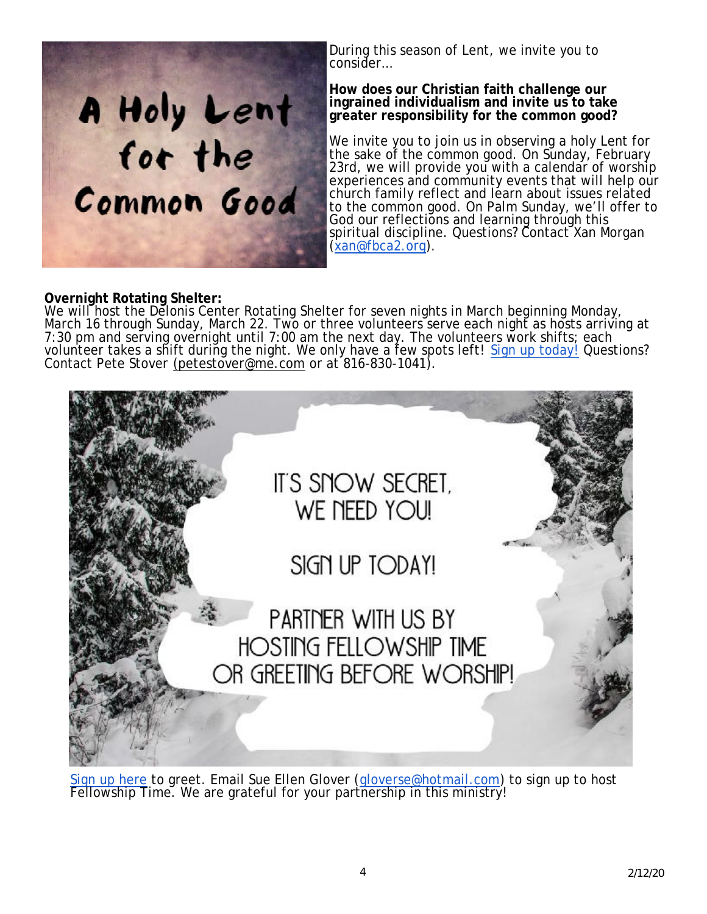# A Holy Lent for the Common Good

During this season of Lent, we invite you to consider…

**How does our Christian faith challenge our ingrained individualism and invite us to take greater responsibility for the common good?**

We invite you to join us in observing a holy Lent for the sake of the common good. On Sunday, February 23rd, we will provide you with a calendar of worship experiences and community events that will help our church family reflect and learn about issues related to the common good. On Palm Sunday, we'll offer to God our reflections and learning through this spiritual discipline. Questions? Contact Xan Morgan (xan@fbca2.org).

**Overnight Rotating Shelter:**
We will host the Delonis Center Rotating Shelter for seven nights in March beginning Monday, March 16 through Sunday, March 22. Two or three volunteers serve each night as hosts arriving at 7:30 pm and serving overnight until 7:00 am the next day. The volunteers work shifts; each volunteer takes a shift during the night. We only have a few spots left! Sign up today! Questions? Contact Pete Stover (petestover@me.com or at 816-830-1041).

IT'S SNOW SECRET, WE NEED YOU!

SIGN UP TODAY!

PARTNER WITH US BY HOSTING FELLOWSHIP TIME OR GREETING BEFORE WORSHIP!

Sign up here to greet. Email Sue Ellen Glover (gloverse@hotmail.com) to sign up to host Fellowship Time. We are grateful for your partnership in this ministry!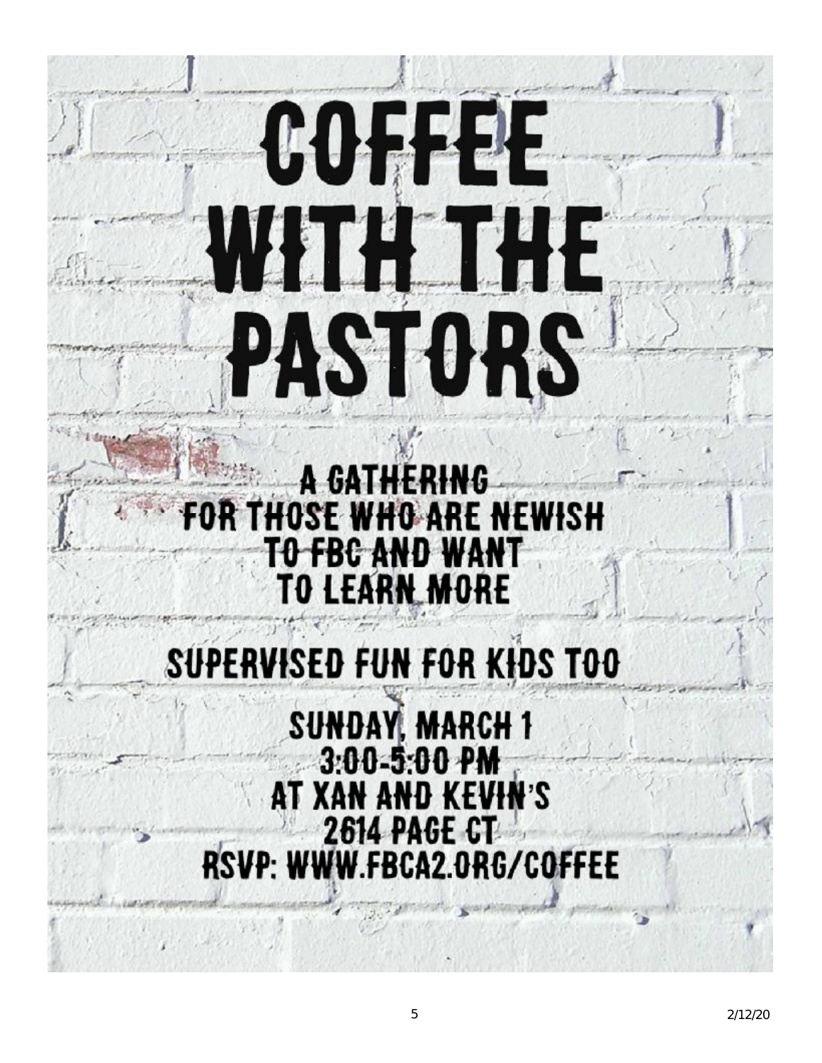# COFFEE WITH THE PASTORS

A GATHERING
FOR THOSE WHO ARE NEWISH
TO FBC AND WANT
TO LEARN MORE

## SUPERVISED FUN FOR KIDS TOO

SUNDAY, MARCH 1
3:00-5:00 PM
AT XAN AND KEVIN'S
2614 PAGE CT
RSVP: WWW.FBCA2.ORG/COFFEE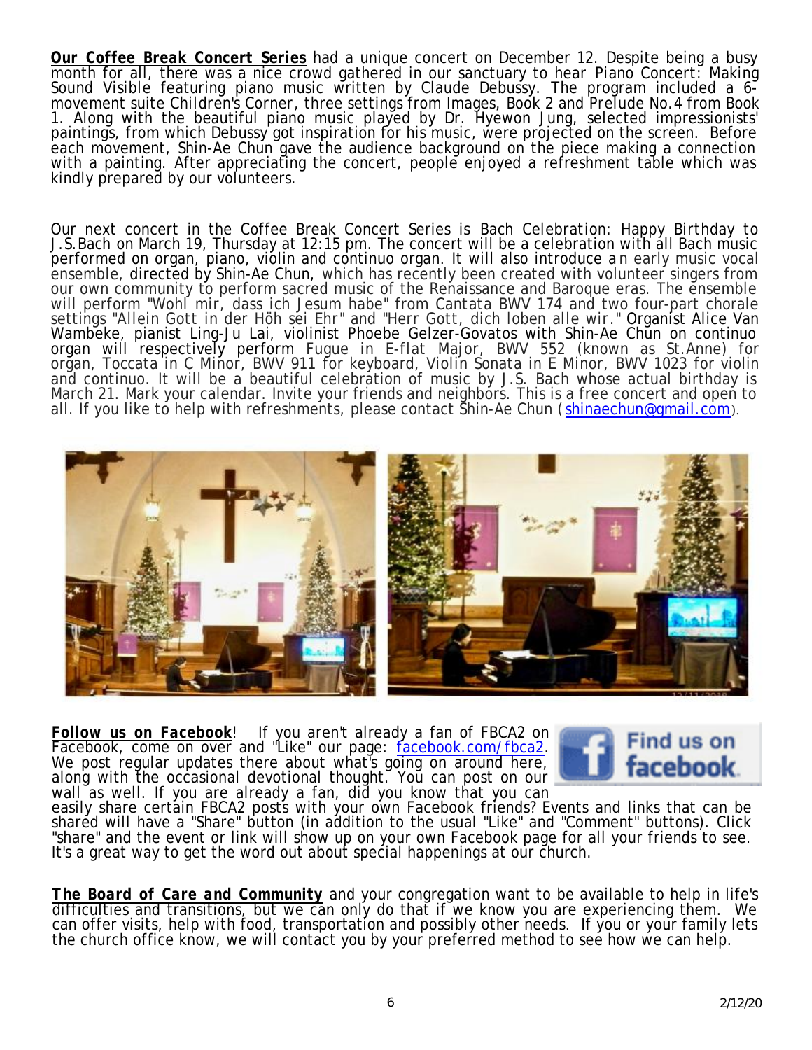**<u>Our Coffee Break Concert Series</u>** had a unique concert on December 12. Despite being a busy month for all, there was a nice crowd gathered in our sanctuary to hear Piano Concert: Making Sound Visible featuring piano music written by Claude Debussy. The program included a 6-movement suite Children's Corner, three settings from Images, Book 2 and Prelude No.4 from Book 1. Along with the beautiful piano music played by Dr. Hyewon Jung, selected impressionists' paintings, from which Debussy got inspiration for his music, were projected on the screen. Before each movement, Shin-Ae Chun gave the audience background on the piece making a connection with a painting. After appreciating the concert, people enjoyed a refreshment table which was kindly prepared by our volunteers.

Our next concert in the Coffee Break Concert Series is Bach Celebration: Happy Birthday to J.S.Bach on March 19, Thursday at 12:15 pm. The concert will be a celebration with all Bach music performed on organ, piano, violin and continuo organ. It will also introduce an early music vocal ensemble, directed by Shin-Ae Chun, which has recently been created with volunteer singers from our own community to perform sacred music of the Renaissance and Baroque eras. The ensemble will perform "Wohl mir, dass ich Jesum habe" from Cantata BWV 174 and two four-part chorale settings "Allein Gott in der Höh sei Ehr" and "Herr Gott, dich loben alle wir." Organist Alice Van Wambeke, pianist Ling-Ju Lai, violinist Phoebe Gelzer-Govatos with Shin-Ae Chun on continuo organ will respectively perform Fugue in E-flat Major, BWV 552 (known as St.Anne) for organ, Toccata in C Minor, BWV 911 for keyboard, Violin Sonata in E Minor, BWV 1023 for violin and continuo. It will be a beautiful celebration of music by J.S. Bach whose actual birthday is March 21. Mark your calendar. Invite your friends and neighbors. This is a free concert and open to all. If you like to help with refreshments, please contact Shin-Ae Chun (shinaechun@gmail.com).

**<u>Follow us on Facebook</u>**! If you aren't already a fan of FBCA2 on Facebook, come on over and "Like" our page: facebook.com/fbca2. We post regular updates there about what's going on around here, along with the occasional devotional thought. You can post on our wall as well. If you are already a fan, did you know that you can easily share certain FBCA2 posts with your own Facebook friends? Events and links that can be shared will have a "Share" button (in addition to the usual "Like" and "Comment" buttons). Click "share" and the event or link will show up on your own Facebook page for all your friends to see. It's a great way to get the word out about special happenings at our church.

***<u>The Board of Care and Community</u>*** and your congregation want to be available to help in life's difficulties and transitions, but we can only do that if we know you are experiencing them. We can offer visits, help with food, transportation and possibly other needs. If you or your family lets the church office know, we will contact you by your preferred method to see how we can help.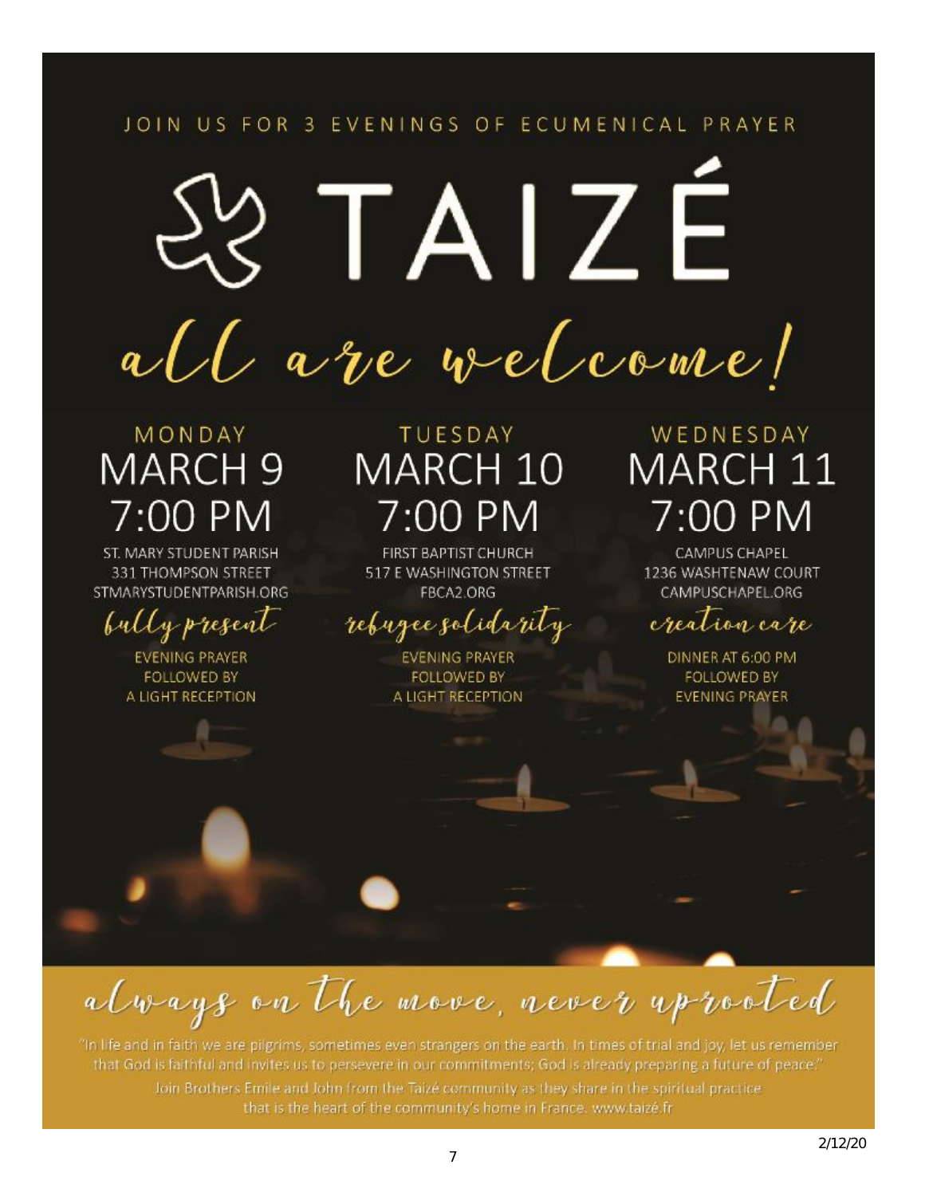JOIN US FOR 3 EVENINGS OF ECUMENICAL PRAYER

# TAIZÉ

## all are welcome!

### MONDAY
### MARCH 9
### 7:00 PM

ST. MARY STUDENT PARISH
331 THOMPSON STREET
STMARYSTUDENTPARISH.ORG

*fully present*

EVENING PRAYER
FOLLOWED BY
A LIGHT RECEPTION

### TUESDAY
### MARCH 10
### 7:00 PM

FIRST BAPTIST CHURCH
517 E WASHINGTON STREET
FBCA2.ORG

*refugee solidarity*

EVENING PRAYER
FOLLOWED BY
A LIGHT RECEPTION

### WEDNESDAY
### MARCH 11
### 7:00 PM

CAMPUS CHAPEL
1236 WASHTENAW COURT
CAMPUSCHAPEL.ORG

*creation care*

DINNER AT 6:00 PM
FOLLOWED BY
EVENING PRAYER

## *always on the move, never uprooted*

"In life and in faith we are pilgrims, sometimes even strangers on the earth. In times of trial and joy, let us remember that God is faithful and invites us to persevere in our commitments; God is already preparing a future of peace."

Join Brothers Emile and John from the Taizé community as they share in the spiritual practice that is the heart of the community's home in France. www.taizé.fr

2/12/20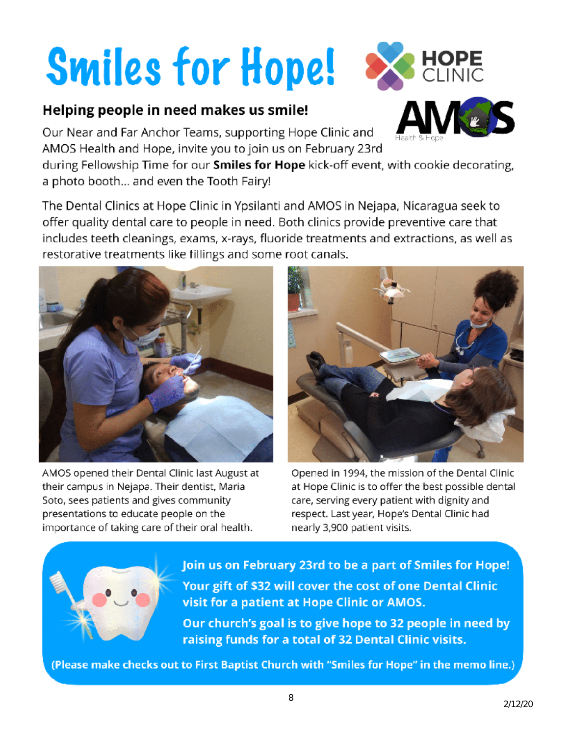# Smiles for Hope!

## Helping people in need makes us smile!

Our Near and Far Anchor Teams, supporting Hope Clinic and AMOS Health and Hope, invite you to join us on February 23rd during Fellowship Time for our **Smiles for Hope** kick-off event, with cookie decorating, a photo booth… and even the Tooth Fairy!

The Dental Clinics at Hope Clinic in Ypsilanti and AMOS in Nejapa, Nicaragua seek to offer quality dental care to people in need. Both clinics provide preventive care that includes teeth cleanings, exams, x-rays, fluoride treatments and extractions, as well as restorative treatments like fillings and some root canals.

AMOS opened their Dental Clinic last August at their campus in Nejapa. Their dentist, Maria Soto, sees patients and gives community presentations to educate people on the importance of taking care of their oral health.

Opened in 1994, the mission of the Dental Clinic at Hope Clinic is to offer the best possible dental care, serving every patient with dignity and respect. Last year, Hope's Dental Clinic had nearly 3,900 patient visits.

**Join us on February 23rd to be a part of Smiles for Hope!**

**Your gift of $32 will cover the cost of one Dental Clinic visit for a patient at Hope Clinic or AMOS.**

**Our church's goal is to give hope to 32 people in need by raising funds for a total of 32 Dental Clinic visits.**

**(Please make checks out to First Baptist Church with "Smiles for Hope" in the memo line.)**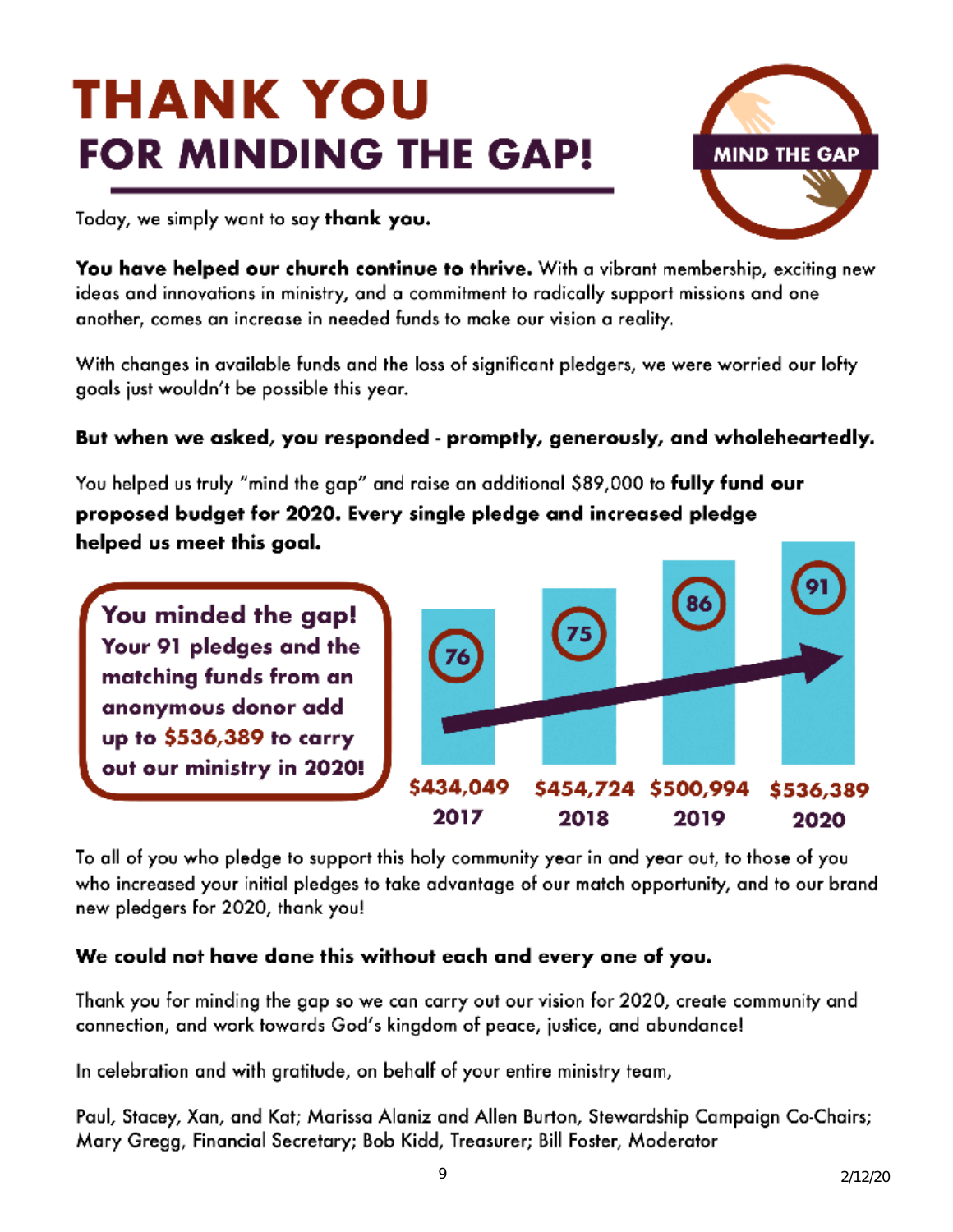# THANK YOU
## FOR MINDING THE GAP!

MIND THE GAP

Today, we simply want to say **thank you.**

**You have helped our church continue to thrive.** With a vibrant membership, exciting new ideas and innovations in ministry, and a commitment to radically support missions and one another, comes an increase in needed funds to make our vision a reality.

With changes in available funds and the loss of significant pledgers, we were worried our lofty goals just wouldn't be possible this year.

**But when we asked, you responded - promptly, generously, and wholeheartedly.**

You helped us truly "mind the gap" and raise an additional $89,000 to **fully fund our proposed budget for 2020. Every single pledge and increased pledge helped us meet this goal.**

**You minded the gap! Your 91 pledges and the matching funds from an anonymous donor add up to $536,389 to carry out our ministry in 2020!**

| Year | Pledges | Amount |
|---|---|---|
| 2017 | 76 | $434,049 |
| 2018 | 75 | $454,724 |
| 2019 | 86 | $500,994 |
| 2020 | 91 | $536,389 |

To all of you who pledge to support this holy community year in and year out, to those of you who increased your initial pledges to take advantage of our match opportunity, and to our brand new pledgers for 2020, thank you!

**We could not have done this without each and every one of you.**

Thank you for minding the gap so we can carry out our vision for 2020, create community and connection, and work towards God's kingdom of peace, justice, and abundance!

In celebration and with gratitude, on behalf of your entire ministry team,

Paul, Stacey, Xan, and Kat; Marissa Alaniz and Allen Burton, Stewardship Campaign Co-Chairs; Mary Gregg, Financial Secretary; Bob Kidd, Treasurer; Bill Foster, Moderator

2/12/20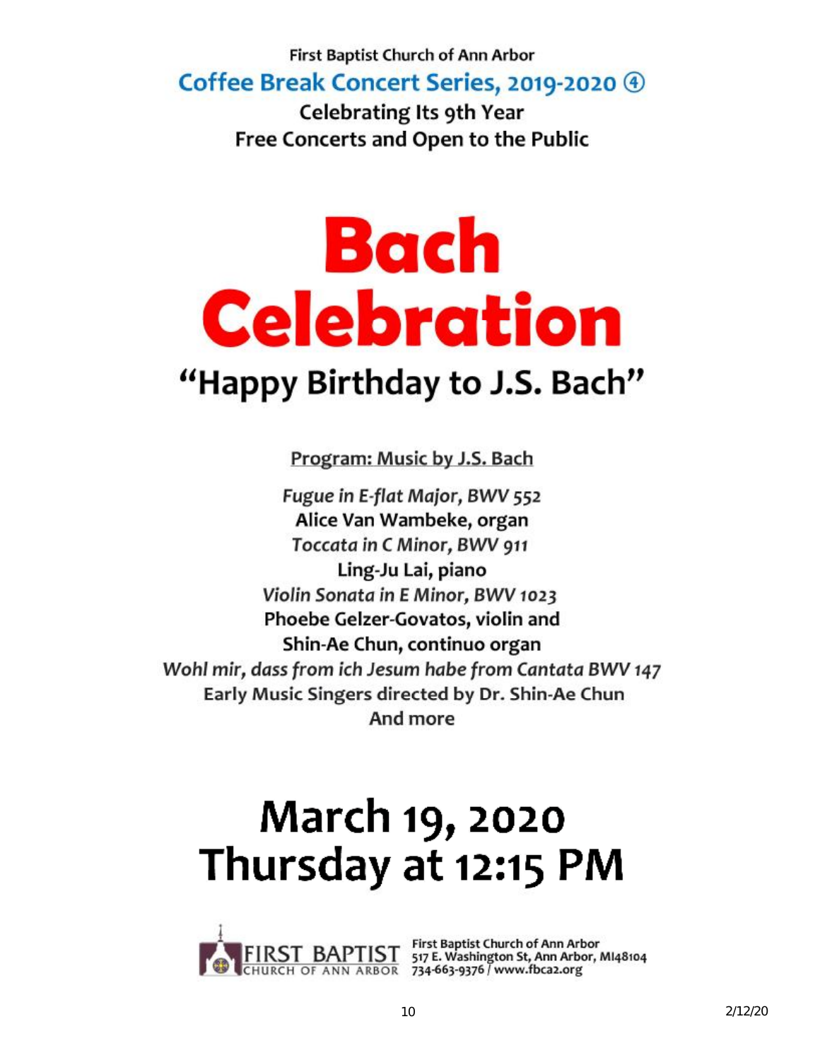First Baptist Church of Ann Arbor

## Coffee Break Concert Series, 2019-2020 ④

**Celebrating Its 9th Year**

**Free Concerts and Open to the Public**

# Bach Celebration

## "Happy Birthday to J.S. Bach"

Program: Music by J.S. Bach

*Fugue in E-flat Major, BWV 552*

**Alice Van Wambeke, organ**

*Toccata in C Minor, BWV 911*

**Ling-Ju Lai, piano**

*Violin Sonata in E Minor, BWV 1023*

**Phoebe Gelzer-Govatos, violin and**

**Shin-Ae Chun, continuo organ**

*Wohl mir, dass from ich Jesum habe from Cantata BWV 147*

**Early Music Singers directed by Dr. Shin-Ae Chun**

**And more**

# March 19, 2020
# Thursday at 12:15 PM

FIRST BAPTIST CHURCH OF ANN ARBOR

First Baptist Church of Ann Arbor
517 E. Washington St, Ann Arbor, MI48104
734-663-9376 / www.fbca2.org

2/12/20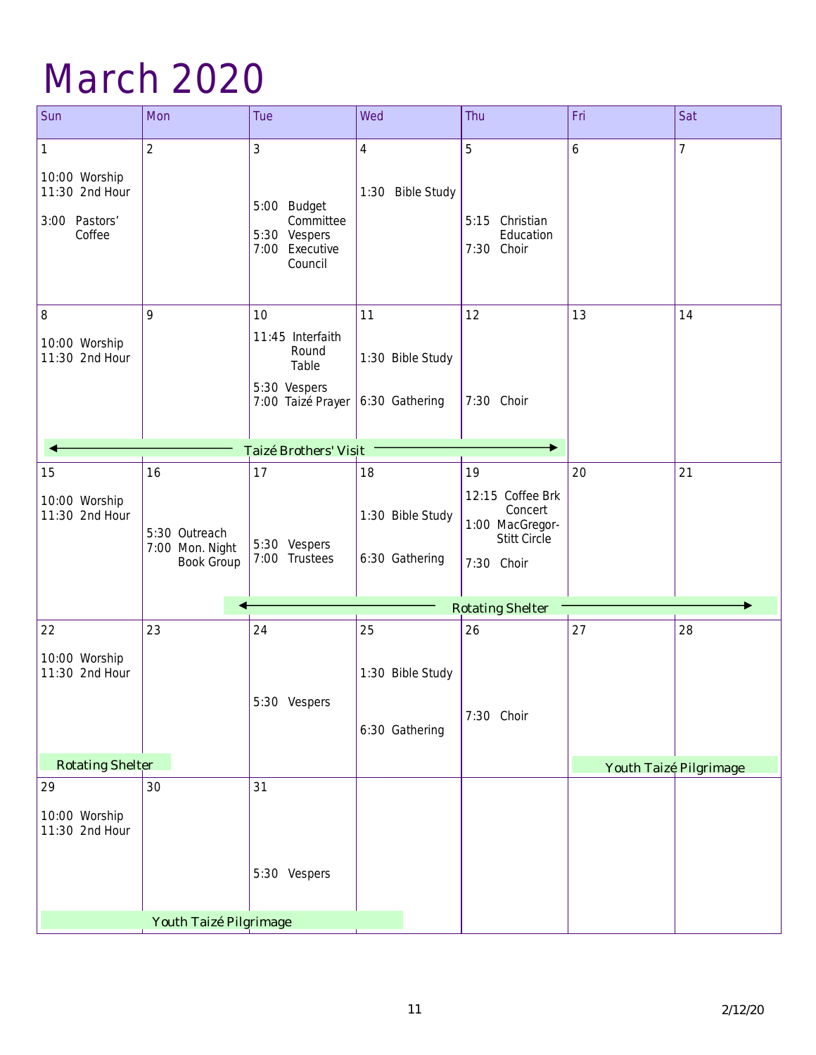# March 2020

| Sun | Mon | Tue | Wed | Thu | Fri | Sat |
|---|---|---|---|---|---|---|
| 1<br>10:00 Worship<br>11:30 2nd Hour<br>3:00 Pastors' Coffee | 2 | 3<br>5:00 Budget Committee<br>5:30 Vespers<br>7:00 Executive Council | 4<br>1:30 Bible Study | 5<br>5:15 Christian Education<br>7:30 Choir | 6 | 7 |
| 8<br>10:00 Worship<br>11:30 2nd Hour<br>← Taizé Brothers' Visit | 9<br>Taizé Brothers' Visit | 10<br>11:45 Interfaith Round Table<br>5:30 Vespers<br>7:00 Taizé Prayer<br>Taizé Brothers' Visit | 11<br>1:30 Bible Study<br>6:30 Gathering<br>Taizé Brothers' Visit | 12<br>7:30 Choir<br>Taizé Brothers' Visit → | 13 | 14 |
| 15<br>10:00 Worship<br>11:30 2nd Hour | 16<br>5:30 Outreach<br>7:00 Mon. Night Book Group | 17<br>5:30 Vespers<br>7:00 Trustees<br>← Rotating Shelter | 18<br>1:30 Bible Study<br>6:30 Gathering<br>Rotating Shelter | 19<br>12:15 Coffee Brk Concert<br>1:00 MacGregor-Stitt Circle<br>7:30 Choir<br>Rotating Shelter | 20<br>Rotating Shelter | 21<br>Rotating Shelter → |
| 22<br>10:00 Worship<br>11:30 2nd Hour<br>Rotating Shelter | 23 | 24<br>5:30 Vespers | 25<br>1:30 Bible Study<br>6:30 Gathering | 26<br>7:30 Choir | 27<br>Youth Taizé Pilgrimage | 28<br>Youth Taizé Pilgrimage |
| 29<br>10:00 Worship<br>11:30 2nd Hour<br>Youth Taizé Pilgrimage | 30<br>Youth Taizé Pilgrimage | 31<br>5:30 Vespers<br>Youth Taizé Pilgrimage | | | | |

2/12/20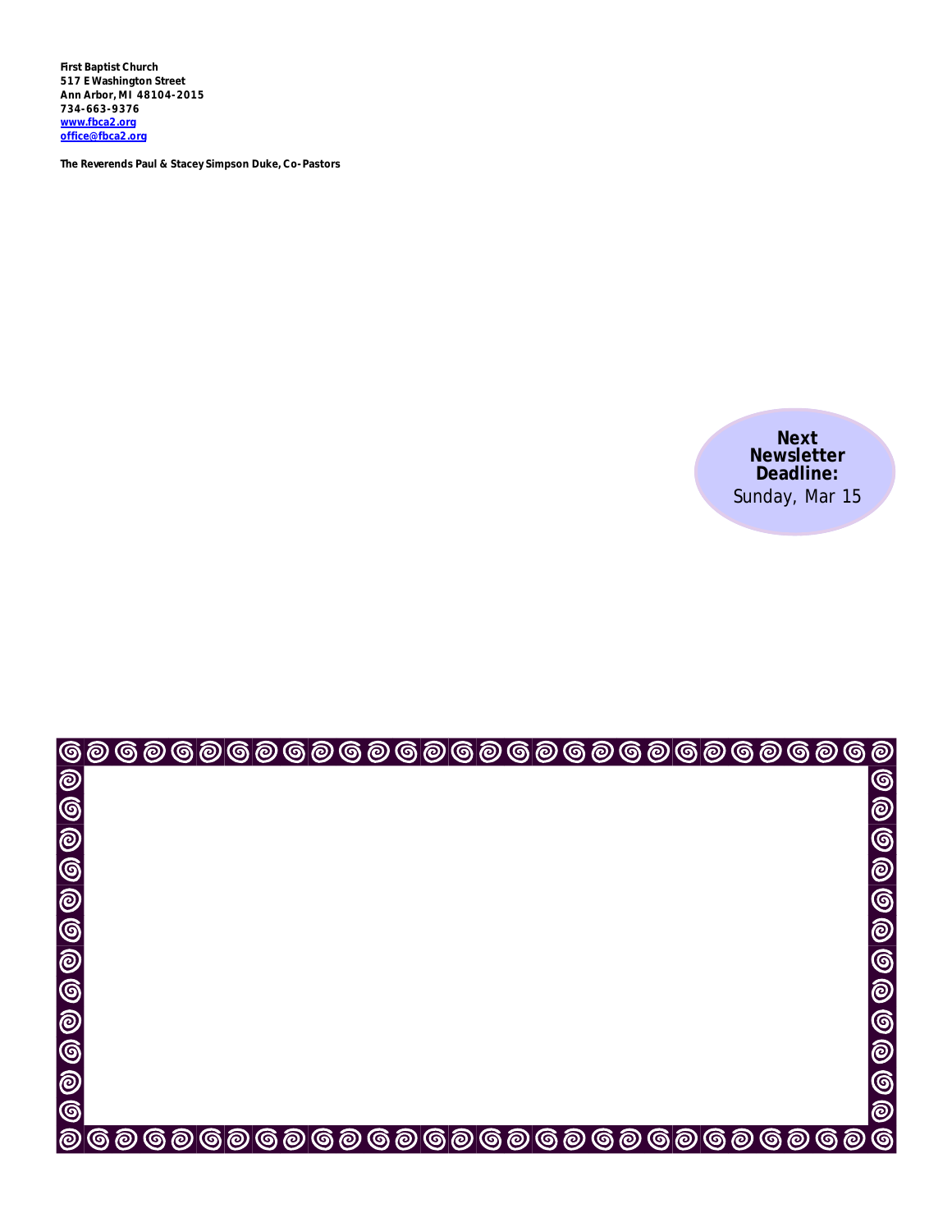**First Baptist Church**
**517 E Washington Street**
**Ann Arbor, MI 48104-2015**
**734-663-9376**
**[www.fbca2.org](http://www.fbca2.org)**
**[office@fbca2.org](mailto:office@fbca2.org)**

**The Reverends Paul & Stacey Simpson Duke, Co-Pastors**

**Next Newsletter Deadline:**
Sunday, Mar 15